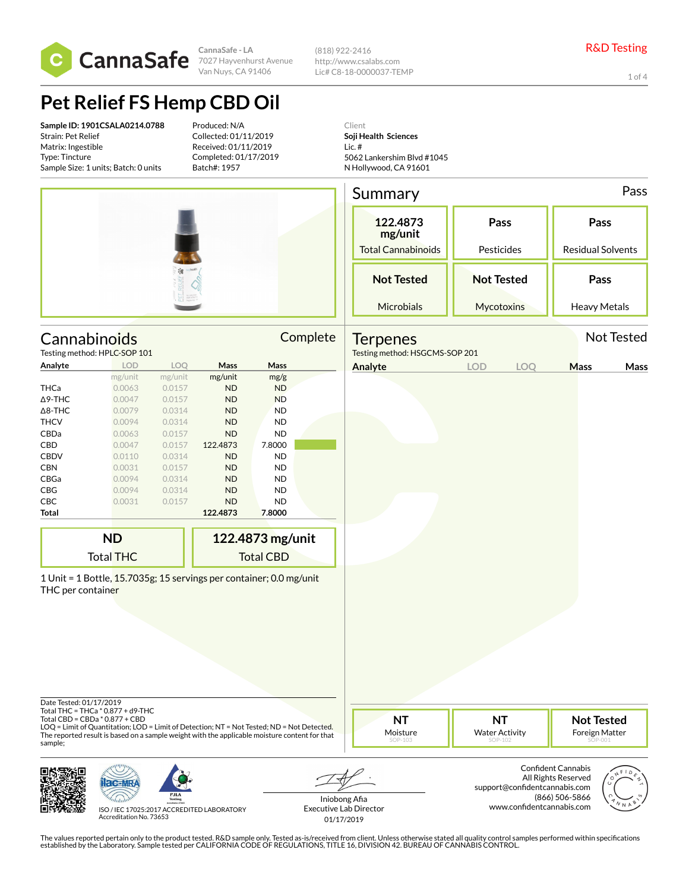CannaSafe

CannaSafe - LA
7027 Hayvenhurst Avenue
Van Nuys, CA 91406

(818) 922-2416
http://www.csalabs.com
Lic# C8-18-0000037-TEMP

R&D Testing

# Pet Relief FS Hemp CBD Oil

**Sample ID: 1901CSALA0214.0788**
Strain: Pet Relief
Matrix: Ingestible
Type: Tincture
Sample Size: 1 units; Batch: 0 units

Produced: N/A
Collected: 01/11/2019
Received: 01/11/2019
Completed: 01/17/2019
Batch#: 1957

Client
**Soji Health Sciences**
Lic. #
5062 Lankershim Blvd #1045
N Hollywood, CA 91601

## Summary

Pass

| 122.4873 mg/unit | Pass | Pass |
|---|---|---|
| Total Cannabinoids | Pesticides | Residual Solvents |
| **Not Tested** | **Not Tested** | **Pass** |
| Microbials | Mycotoxins | Heavy Metals |

## Cannabinoids

Complete

Testing method: HPLC-SOP 101

| Analyte | LOD | LOQ | Mass | Mass |
|---|---|---|---|---|
| | mg/unit | mg/unit | mg/unit | mg/g |
| THCa | 0.0063 | 0.0157 | ND | ND |
| Δ9-THC | 0.0047 | 0.0157 | ND | ND |
| Δ8-THC | 0.0079 | 0.0314 | ND | ND |
| THCV | 0.0094 | 0.0314 | ND | ND |
| CBDa | 0.0063 | 0.0157 | ND | ND |
| CBD | 0.0047 | 0.0157 | 122.4873 | 7.8000 |
| CBDV | 0.0110 | 0.0314 | ND | ND |
| CBN | 0.0031 | 0.0157 | ND | ND |
| CBGa | 0.0094 | 0.0314 | ND | ND |
| CBG | 0.0094 | 0.0314 | ND | ND |
| CBC | 0.0031 | 0.0157 | ND | ND |
| **Total** | | | **122.4873** | **7.8000** |

| ND | 122.4873 mg/unit |
|---|---|
| Total THC | Total CBD |

1 Unit = 1 Bottle, 15.7035g; 15 servings per container; 0.0 mg/unit THC per container

## Terpenes

Not Tested

Testing method: HSGCMS-SOP 201

| Analyte | LOD | LOQ | Mass | Mass |
|---|---|---|---|---|

Date Tested: 01/17/2019
Total THC = THCa * 0.877 + d9-THC
Total CBD = CBDa * 0.877 + CBD
LOQ = Limit of Quantitation; LOD = Limit of Detection; NT = Not Tested; ND = Not Detected.
The reported result is based on a sample weight with the applicable moisture content for that sample;

| NT | NT | Not Tested |
|---|---|---|
| Moisture SOP-103 | Water Activity SOP-102 | Foreign Matter SOP-001 |

ISO / IEC 17025:2017 ACCREDITED LABORATORY
Accreditation No. 73653

Iniobong Afia
Executive Lab Director
01/17/2019

Confident Cannabis
All Rights Reserved
support@confidentcannabis.com
(866) 506-5866
www.confidentcannabis.com

The values reported pertain only to the product tested. R&D sample only. Tested as-is/received from client. Unless otherwise stated all quality control samples performed within specifications established by the Laboratory. Sample tested per CALIFORNIA CODE OF REGULATIONS, TITLE 16, DIVISION 42. BUREAU OF CANNABIS CONTROL.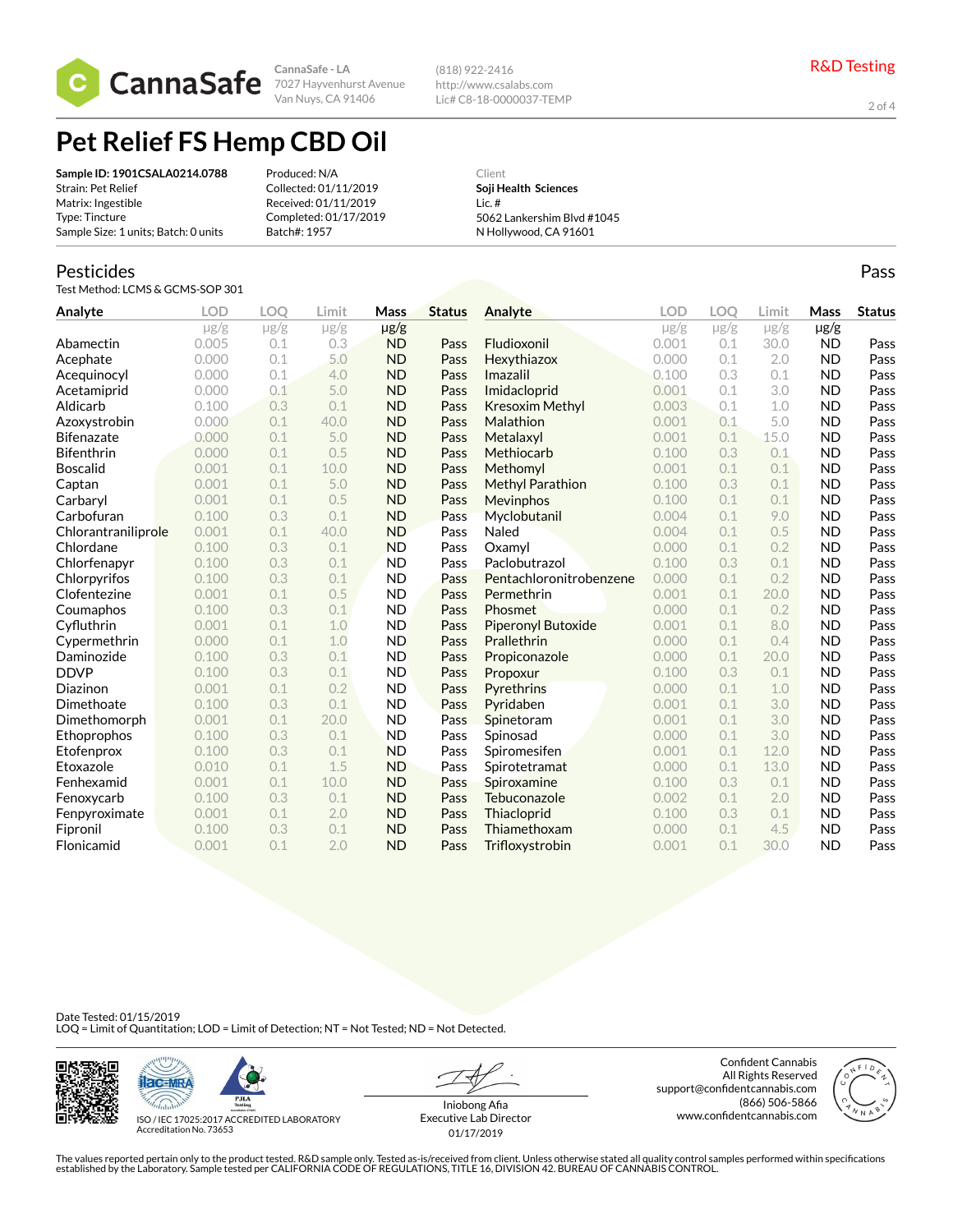CannaSafe - LA
7027 Hayvenhurst Avenue
Van Nuys, CA 91406

(818) 922-2416
http://www.csalabs.com
Lic# C8-18-0000037-TEMP

R&D Testing

# Pet Relief FS Hemp CBD Oil

**Sample ID: 1901CSALA0214.0788**
Strain: Pet Relief
Matrix: Ingestible
Type: Tincture
Sample Size: 1 units; Batch: 0 units

Produced: N/A
Collected: 01/11/2019
Received: 01/11/2019
Completed: 01/17/2019
Batch#: 1957

Client
**Soji Health Sciences**
Lic. #
5062 Lankershim Blvd #1045
N Hollywood, CA 91601

## Pesticides

Pass

Test Method: LCMS & GCMS-SOP 301

| Analyte | LOD µg/g | LOQ µg/g | Limit µg/g | Mass µg/g | Status |
|---|---|---|---|---|---|
| Abamectin | 0.005 | 0.1 | 0.3 | ND | Pass |
| Acephate | 0.000 | 0.1 | 5.0 | ND | Pass |
| Acequinocyl | 0.000 | 0.1 | 4.0 | ND | Pass |
| Acetamiprid | 0.000 | 0.1 | 5.0 | ND | Pass |
| Aldicarb | 0.100 | 0.3 | 0.1 | ND | Pass |
| Azoxystrobin | 0.000 | 0.1 | 40.0 | ND | Pass |
| Bifenazate | 0.000 | 0.1 | 5.0 | ND | Pass |
| Bifenthrin | 0.000 | 0.1 | 0.5 | ND | Pass |
| Boscalid | 0.001 | 0.1 | 10.0 | ND | Pass |
| Captan | 0.001 | 0.1 | 5.0 | ND | Pass |
| Carbaryl | 0.001 | 0.1 | 0.5 | ND | Pass |
| Carbofuran | 0.100 | 0.3 | 0.1 | ND | Pass |
| Chlorantraniliprole | 0.001 | 0.1 | 40.0 | ND | Pass |
| Chlordane | 0.100 | 0.3 | 0.1 | ND | Pass |
| Chlorfenapyr | 0.100 | 0.3 | 0.1 | ND | Pass |
| Chlorpyrifos | 0.100 | 0.3 | 0.1 | ND | Pass |
| Clofentezine | 0.001 | 0.1 | 0.5 | ND | Pass |
| Coumaphos | 0.100 | 0.3 | 0.1 | ND | Pass |
| Cyfluthrin | 0.001 | 0.1 | 1.0 | ND | Pass |
| Cypermethrin | 0.000 | 0.1 | 1.0 | ND | Pass |
| Daminozide | 0.100 | 0.3 | 0.1 | ND | Pass |
| DDVP | 0.100 | 0.3 | 0.1 | ND | Pass |
| Diazinon | 0.001 | 0.1 | 0.2 | ND | Pass |
| Dimethoate | 0.100 | 0.3 | 0.1 | ND | Pass |
| Dimethomorph | 0.001 | 0.1 | 20.0 | ND | Pass |
| Ethoprophos | 0.100 | 0.3 | 0.1 | ND | Pass |
| Etofenprox | 0.100 | 0.3 | 0.1 | ND | Pass |
| Etoxazole | 0.010 | 0.1 | 1.5 | ND | Pass |
| Fenhexamid | 0.001 | 0.1 | 10.0 | ND | Pass |
| Fenoxycarb | 0.100 | 0.3 | 0.1 | ND | Pass |
| Fenpyroximate | 0.001 | 0.1 | 2.0 | ND | Pass |
| Fipronil | 0.100 | 0.3 | 0.1 | ND | Pass |
| Flonicamid | 0.001 | 0.1 | 2.0 | ND | Pass |
| Fludioxonil | 0.001 | 0.1 | 30.0 | ND | Pass |
| Hexythiazox | 0.000 | 0.1 | 2.0 | ND | Pass |
| Imazalil | 0.100 | 0.3 | 0.1 | ND | Pass |
| Imidacloprid | 0.001 | 0.1 | 3.0 | ND | Pass |
| Kresoxim Methyl | 0.003 | 0.1 | 1.0 | ND | Pass |
| Malathion | 0.001 | 0.1 | 5.0 | ND | Pass |
| Metalaxyl | 0.001 | 0.1 | 15.0 | ND | Pass |
| Methiocarb | 0.100 | 0.3 | 0.1 | ND | Pass |
| Methomyl | 0.001 | 0.1 | 0.1 | ND | Pass |
| Methyl Parathion | 0.100 | 0.3 | 0.1 | ND | Pass |
| Mevinphos | 0.100 | 0.1 | 0.1 | ND | Pass |
| Myclobutanil | 0.004 | 0.1 | 9.0 | ND | Pass |
| Naled | 0.004 | 0.1 | 0.5 | ND | Pass |
| Oxamyl | 0.000 | 0.1 | 0.2 | ND | Pass |
| Paclobutrazol | 0.100 | 0.3 | 0.1 | ND | Pass |
| Pentachloronitrobenzene | 0.000 | 0.1 | 0.2 | ND | Pass |
| Permethrin | 0.001 | 0.1 | 20.0 | ND | Pass |
| Phosmet | 0.000 | 0.1 | 0.2 | ND | Pass |
| Piperonyl Butoxide | 0.001 | 0.1 | 8.0 | ND | Pass |
| Prallethrin | 0.000 | 0.1 | 0.4 | ND | Pass |
| Propiconazole | 0.000 | 0.1 | 20.0 | ND | Pass |
| Propoxur | 0.100 | 0.3 | 0.1 | ND | Pass |
| Pyrethrins | 0.000 | 0.1 | 1.0 | ND | Pass |
| Pyridaben | 0.001 | 0.1 | 3.0 | ND | Pass |
| Spinetoram | 0.001 | 0.1 | 3.0 | ND | Pass |
| Spinosad | 0.000 | 0.1 | 3.0 | ND | Pass |
| Spiromesifen | 0.001 | 0.1 | 12.0 | ND | Pass |
| Spirotetramat | 0.000 | 0.1 | 13.0 | ND | Pass |
| Spiroxamine | 0.100 | 0.3 | 0.1 | ND | Pass |
| Tebuconazole | 0.002 | 0.1 | 2.0 | ND | Pass |
| Thiacloprid | 0.100 | 0.3 | 0.1 | ND | Pass |
| Thiamethoxam | 0.000 | 0.1 | 4.5 | ND | Pass |
| Trifloxystrobin | 0.001 | 0.1 | 30.0 | ND | Pass |

Date Tested: 01/15/2019
LOQ = Limit of Quantitation; LOD = Limit of Detection; NT = Not Tested; ND = Not Detected.

ISO / IEC 17025:2017 ACCREDITED LABORATORY
Accreditation No. 73653

Iniobong Afia
Executive Lab Director
01/17/2019

Confident Cannabis
All Rights Reserved
support@confidentcannabis.com
(866) 506-5866
www.confidentcannabis.com

The values reported pertain only to the product tested. R&D sample only. Tested as-is/received from client. Unless otherwise stated all quality control samples performed within specifications established by the Laboratory. Sample tested per CALIFORNIA CODE OF REGULATIONS, TITLE 16, DIVISION 42. BUREAU OF CANNABIS CONTROL.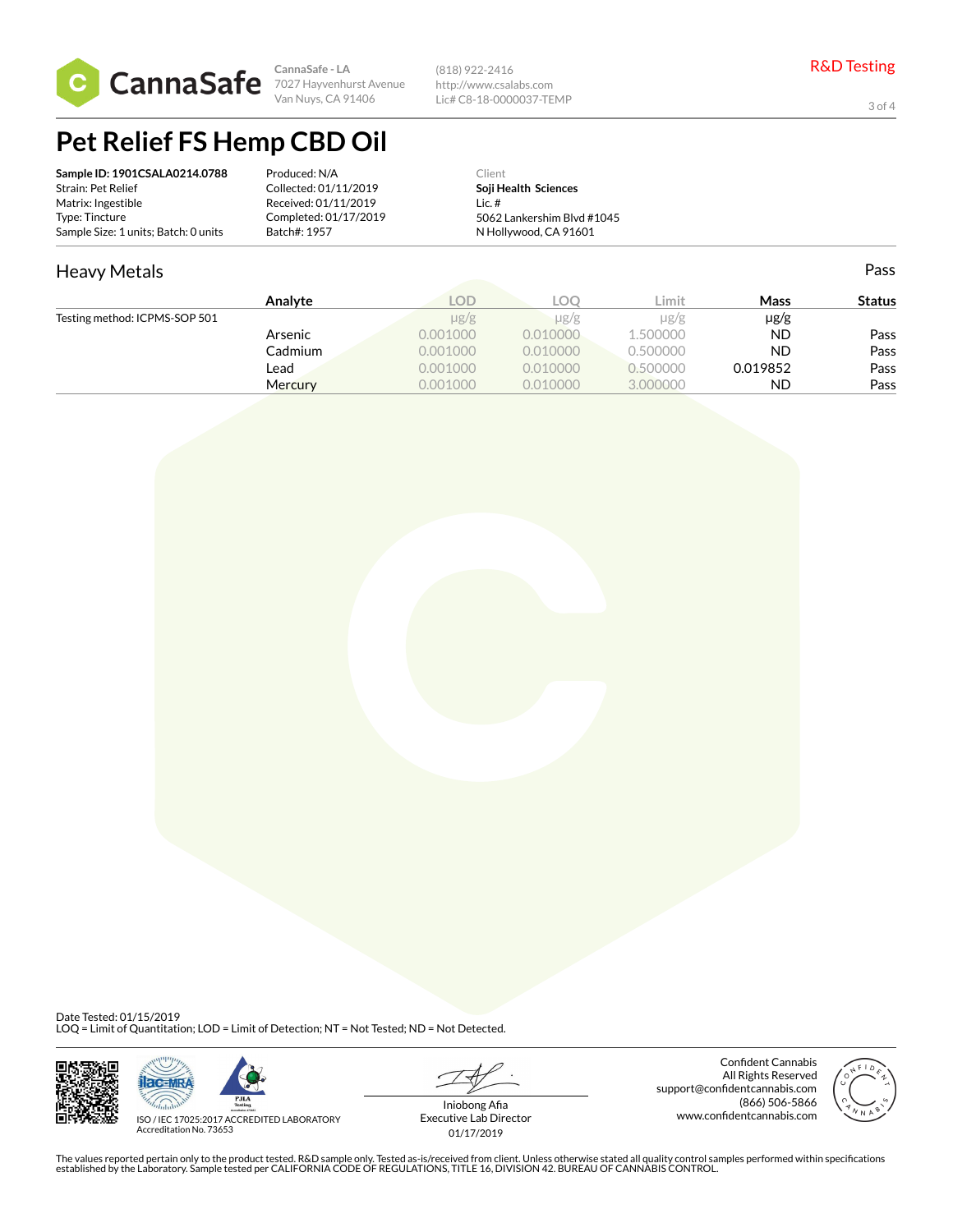CannaSafe

CannaSafe - LA
7027 Hayvenhurst Avenue
Van Nuys, CA 91406

(818) 922-2416
http://www.csalabs.com
Lic# C8-18-0000037-TEMP

R&D Testing

# Pet Relief FS Hemp CBD Oil

**Sample ID: 1901CSALA0214.0788**
Strain: Pet Relief
Matrix: Ingestible
Type: Tincture
Sample Size: 1 units; Batch: 0 units

Produced: N/A
Collected: 01/11/2019
Received: 01/11/2019
Completed: 01/17/2019
Batch#: 1957

Client
**Soji Health Sciences**
Lic. #
5062 Lankershim Blvd #1045
N Hollywood, CA 91601

## Heavy Metals

Pass

| | Analyte | LOD | LOQ | Limit | Mass | Status |
|---|---|---|---|---|---|---|
| Testing method: ICPMS-SOP 501 | | μg/g | μg/g | μg/g | μg/g | |
| | Arsenic | 0.001000 | 0.010000 | 1.500000 | ND | Pass |
| | Cadmium | 0.001000 | 0.010000 | 0.500000 | ND | Pass |
| | Lead | 0.001000 | 0.010000 | 0.500000 | 0.019852 | Pass |
| | Mercury | 0.001000 | 0.010000 | 3.000000 | ND | Pass |

Date Tested: 01/15/2019
LOQ = Limit of Quantitation; LOD = Limit of Detection; NT = Not Tested; ND = Not Detected.

ISO / IEC 17025:2017 ACCREDITED LABORATORY
Accreditation No. 73653

Iniobong Afia
Executive Lab Director
01/17/2019

Confident Cannabis
All Rights Reserved
support@confidentcannabis.com
(866) 506-5866
www.confidentcannabis.com

The values reported pertain only to the product tested. R&D sample only. Tested as-is/received from client. Unless otherwise stated all quality control samples performed within specifications established by the Laboratory. Sample tested per CALIFORNIA CODE OF REGULATIONS, TITLE 16, DIVISION 42. BUREAU OF CANNABIS CONTROL.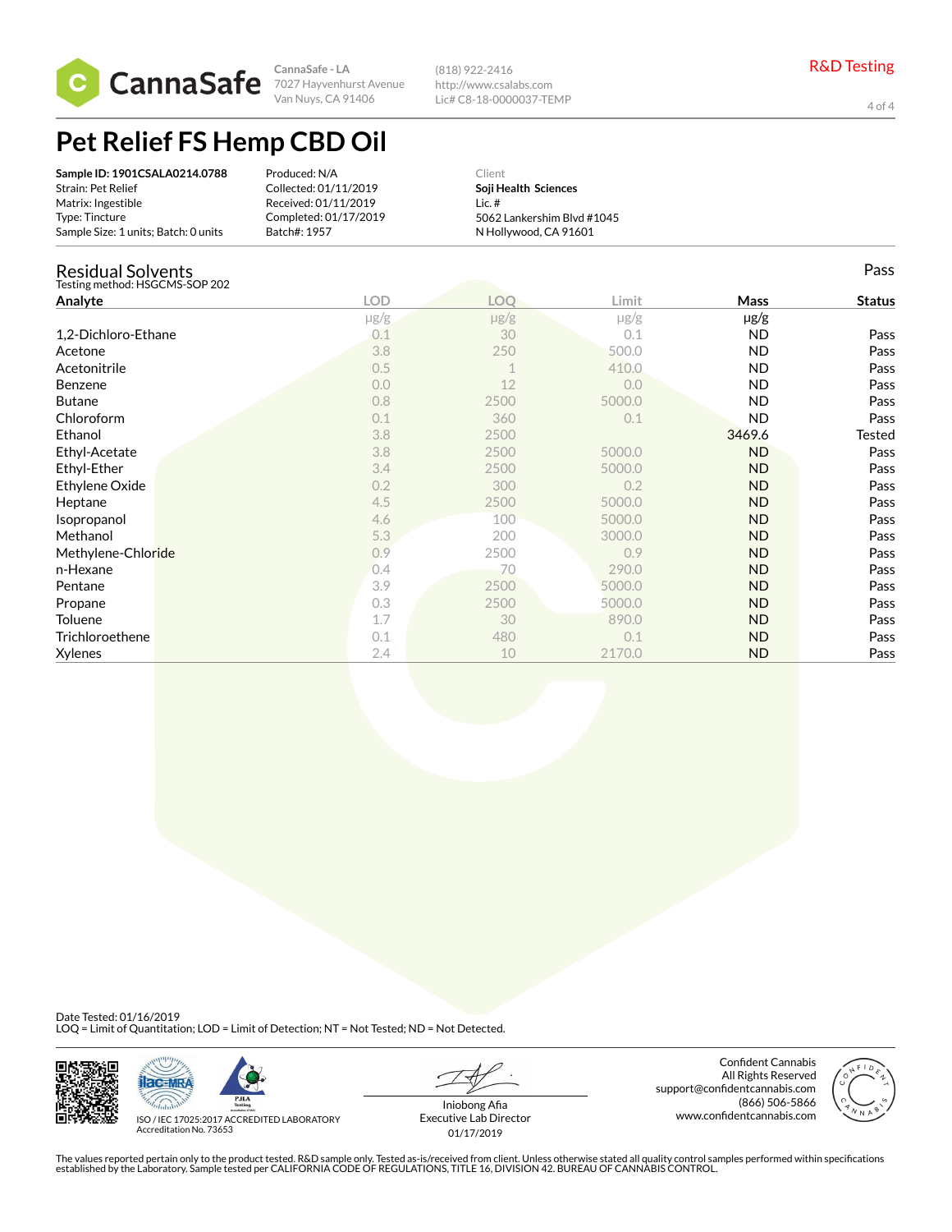CannaSafe

CannaSafe - LA
7027 Hayvenhurst Avenue
Van Nuys, CA 91406

(818) 922-2416
http://www.csalabs.com
Lic# C8-18-0000037-TEMP

R&D Testing

# Pet Relief FS Hemp CBD Oil

**Sample ID: 1901CSALA0214.0788**
Strain: Pet Relief
Matrix: Ingestible
Type: Tincture
Sample Size: 1 units; Batch: 0 units

Produced: N/A
Collected: 01/11/2019
Received: 01/11/2019
Completed: 01/17/2019
Batch#: 1957

Client
**Soji Health Sciences**
Lic. #
5062 Lankershim Blvd #1045
N Hollywood, CA 91601

## Residual Solvents

Testing method: HSGCMS-SOP 202

Pass

| Analyte | LOD | LOQ | Limit | Mass | Status |
|---|---|---|---|---|---|
| | μg/g | μg/g | μg/g | μg/g | |
| 1,2-Dichloro-Ethane | 0.1 | 30 | 0.1 | ND | Pass |
| Acetone | 3.8 | 250 | 500.0 | ND | Pass |
| Acetonitrile | 0.5 | 1 | 410.0 | ND | Pass |
| Benzene | 0.0 | 12 | 0.0 | ND | Pass |
| Butane | 0.8 | 2500 | 5000.0 | ND | Pass |
| Chloroform | 0.1 | 360 | 0.1 | ND | Pass |
| Ethanol | 3.8 | 2500 | | 3469.6 | Tested |
| Ethyl-Acetate | 3.8 | 2500 | 5000.0 | ND | Pass |
| Ethyl-Ether | 3.4 | 2500 | 5000.0 | ND | Pass |
| Ethylene Oxide | 0.2 | 300 | 0.2 | ND | Pass |
| Heptane | 4.5 | 2500 | 5000.0 | ND | Pass |
| Isopropanol | 4.6 | 100 | 5000.0 | ND | Pass |
| Methanol | 5.3 | 200 | 3000.0 | ND | Pass |
| Methylene-Chloride | 0.9 | 2500 | 0.9 | ND | Pass |
| n-Hexane | 0.4 | 70 | 290.0 | ND | Pass |
| Pentane | 3.9 | 2500 | 5000.0 | ND | Pass |
| Propane | 0.3 | 2500 | 5000.0 | ND | Pass |
| Toluene | 1.7 | 30 | 890.0 | ND | Pass |
| Trichloroethene | 0.1 | 480 | 0.1 | ND | Pass |
| Xylenes | 2.4 | 10 | 2170.0 | ND | Pass |

Date Tested: 01/16/2019
LOQ = Limit of Quantitation; LOD = Limit of Detection; NT = Not Tested; ND = Not Detected.

ISO / IEC 17025:2017 ACCREDITED LABORATORY
Accreditation No. 73653

Iniobong Afia
Executive Lab Director
01/17/2019

Confident Cannabis
All Rights Reserved
support@confidentcannabis.com
(866) 506-5866
www.confidentcannabis.com

The values reported pertain only to the product tested. R&D sample only. Tested as-is/received from client. Unless otherwise stated all quality control samples performed within specifications established by the Laboratory. Sample tested per CALIFORNIA CODE OF REGULATIONS, TITLE 16, DIVISION 42. BUREAU OF CANNABIS CONTROL.